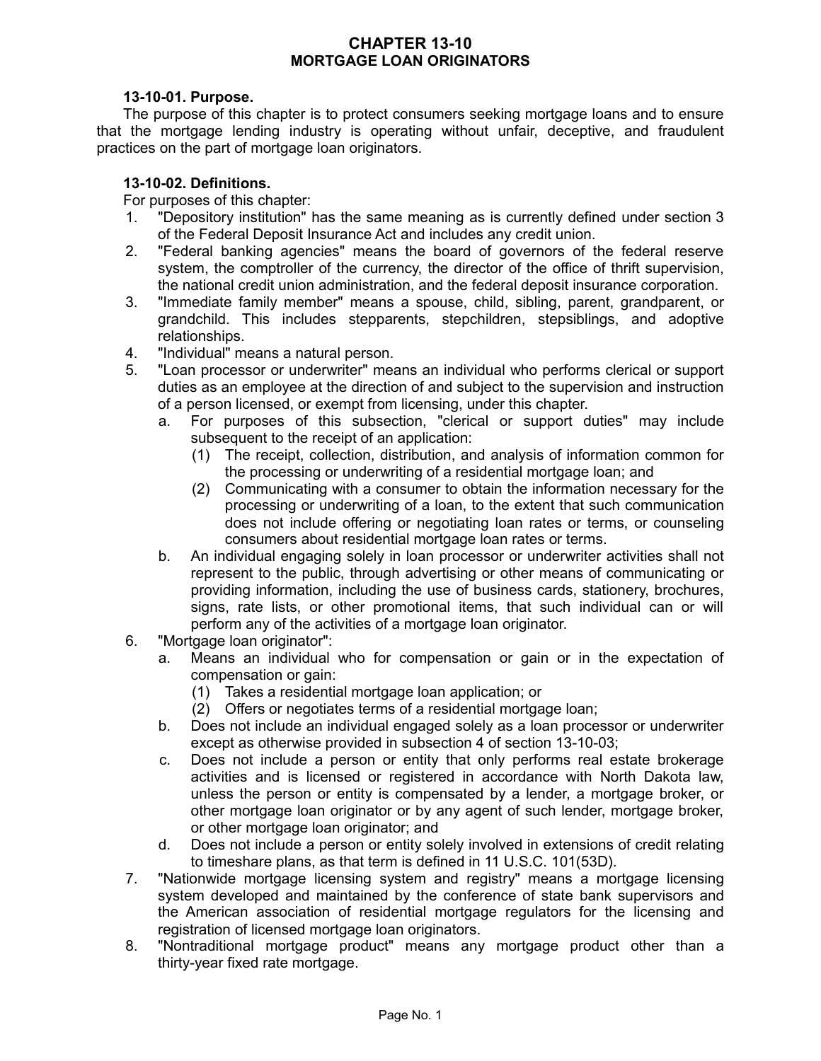# CHAPTER 13-10
# MORTGAGE LOAN ORIGINATORS

### 13-10-01. Purpose.

The purpose of this chapter is to protect consumers seeking mortgage loans and to ensure that the mortgage lending industry is operating without unfair, deceptive, and fraudulent practices on the part of mortgage loan originators.

### 13-10-02. Definitions.

For purposes of this chapter:

1. "Depository institution" has the same meaning as is currently defined under section 3 of the Federal Deposit Insurance Act and includes any credit union.
2. "Federal banking agencies" means the board of governors of the federal reserve system, the comptroller of the currency, the director of the office of thrift supervision, the national credit union administration, and the federal deposit insurance corporation.
3. "Immediate family member" means a spouse, child, sibling, parent, grandparent, or grandchild. This includes stepparents, stepchildren, stepsiblings, and adoptive relationships.
4. "Individual" means a natural person.
5. "Loan processor or underwriter" means an individual who performs clerical or support duties as an employee at the direction of and subject to the supervision and instruction of a person licensed, or exempt from licensing, under this chapter.
   a. For purposes of this subsection, "clerical or support duties" may include subsequent to the receipt of an application:
      (1) The receipt, collection, distribution, and analysis of information common for the processing or underwriting of a residential mortgage loan; and
      (2) Communicating with a consumer to obtain the information necessary for the processing or underwriting of a loan, to the extent that such communication does not include offering or negotiating loan rates or terms, or counseling consumers about residential mortgage loan rates or terms.
   b. An individual engaging solely in loan processor or underwriter activities shall not represent to the public, through advertising or other means of communicating or providing information, including the use of business cards, stationery, brochures, signs, rate lists, or other promotional items, that such individual can or will perform any of the activities of a mortgage loan originator.
6. "Mortgage loan originator":
   a. Means an individual who for compensation or gain or in the expectation of compensation or gain:
      (1) Takes a residential mortgage loan application; or
      (2) Offers or negotiates terms of a residential mortgage loan;
   b. Does not include an individual engaged solely as a loan processor or underwriter except as otherwise provided in subsection 4 of section 13-10-03;
   c. Does not include a person or entity that only performs real estate brokerage activities and is licensed or registered in accordance with North Dakota law, unless the person or entity is compensated by a lender, a mortgage broker, or other mortgage loan originator or by any agent of such lender, mortgage broker, or other mortgage loan originator; and
   d. Does not include a person or entity solely involved in extensions of credit relating to timeshare plans, as that term is defined in 11 U.S.C. 101(53D).
7. "Nationwide mortgage licensing system and registry" means a mortgage licensing system developed and maintained by the conference of state bank supervisors and the American association of residential mortgage regulators for the licensing and registration of licensed mortgage loan originators.
8. "Nontraditional mortgage product" means any mortgage product other than a thirty-year fixed rate mortgage.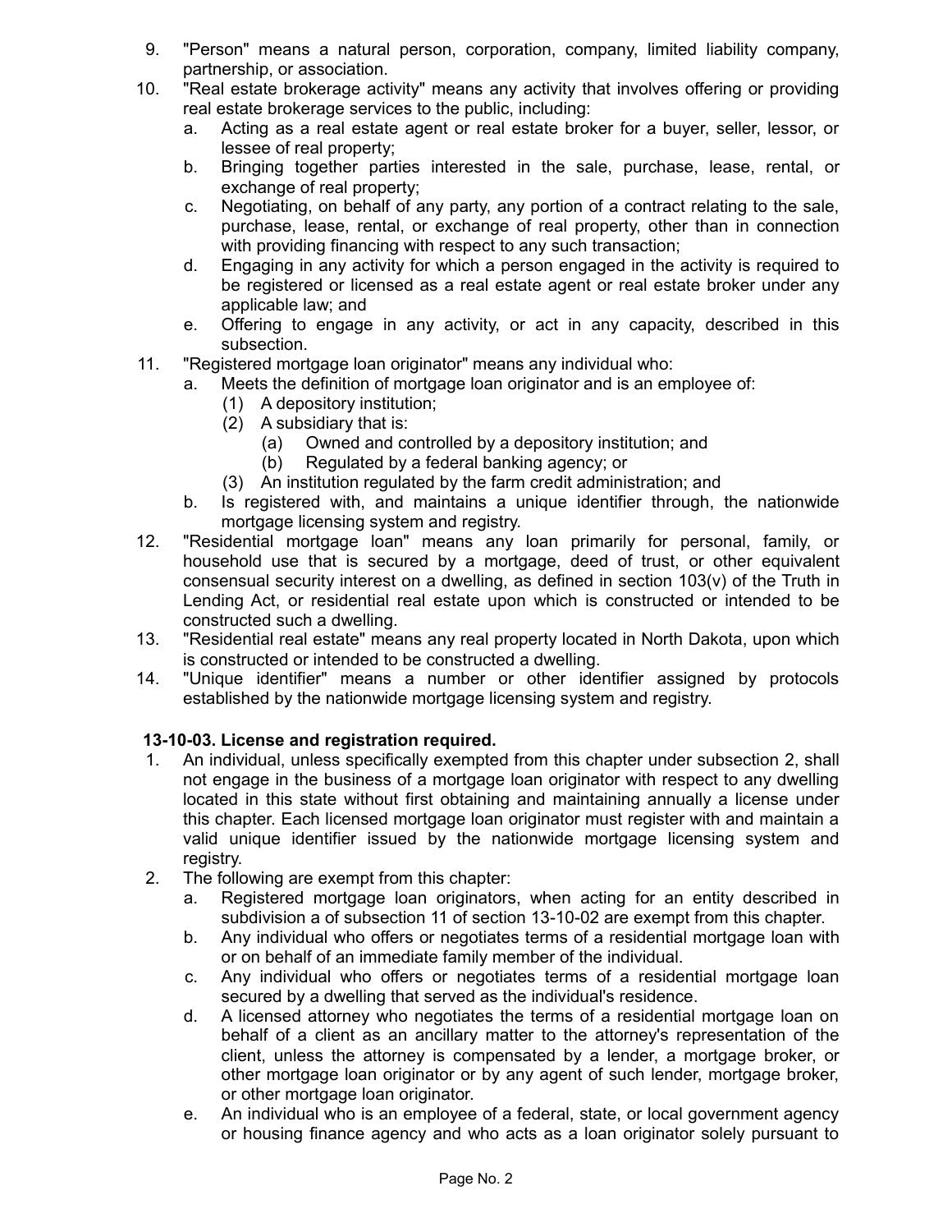9. "Person" means a natural person, corporation, company, limited liability company, partnership, or association.
10. "Real estate brokerage activity" means any activity that involves offering or providing real estate brokerage services to the public, including:
    a. Acting as a real estate agent or real estate broker for a buyer, seller, lessor, or lessee of real property;
    b. Bringing together parties interested in the sale, purchase, lease, rental, or exchange of real property;
    c. Negotiating, on behalf of any party, any portion of a contract relating to the sale, purchase, lease, rental, or exchange of real property, other than in connection with providing financing with respect to any such transaction;
    d. Engaging in any activity for which a person engaged in the activity is required to be registered or licensed as a real estate agent or real estate broker under any applicable law; and
    e. Offering to engage in any activity, or act in any capacity, described in this subsection.
11. "Registered mortgage loan originator" means any individual who:
    a. Meets the definition of mortgage loan originator and is an employee of:
        (1) A depository institution;
        (2) A subsidiary that is:
            (a) Owned and controlled by a depository institution; and
            (b) Regulated by a federal banking agency; or
        (3) An institution regulated by the farm credit administration; and
    b. Is registered with, and maintains a unique identifier through, the nationwide mortgage licensing system and registry.
12. "Residential mortgage loan" means any loan primarily for personal, family, or household use that is secured by a mortgage, deed of trust, or other equivalent consensual security interest on a dwelling, as defined in section 103(v) of the Truth in Lending Act, or residential real estate upon which is constructed or intended to be constructed such a dwelling.
13. "Residential real estate" means any real property located in North Dakota, upon which is constructed or intended to be constructed a dwelling.
14. "Unique identifier" means a number or other identifier assigned by protocols established by the nationwide mortgage licensing system and registry.

**13-10-03. License and registration required.**

1. An individual, unless specifically exempted from this chapter under subsection 2, shall not engage in the business of a mortgage loan originator with respect to any dwelling located in this state without first obtaining and maintaining annually a license under this chapter. Each licensed mortgage loan originator must register with and maintain a valid unique identifier issued by the nationwide mortgage licensing system and registry.
2. The following are exempt from this chapter:
    a. Registered mortgage loan originators, when acting for an entity described in subdivision a of subsection 11 of section 13-10-02 are exempt from this chapter.
    b. Any individual who offers or negotiates terms of a residential mortgage loan with or on behalf of an immediate family member of the individual.
    c. Any individual who offers or negotiates terms of a residential mortgage loan secured by a dwelling that served as the individual's residence.
    d. A licensed attorney who negotiates the terms of a residential mortgage loan on behalf of a client as an ancillary matter to the attorney's representation of the client, unless the attorney is compensated by a lender, a mortgage broker, or other mortgage loan originator or by any agent of such lender, mortgage broker, or other mortgage loan originator.
    e. An individual who is an employee of a federal, state, or local government agency or housing finance agency and who acts as a loan originator solely pursuant to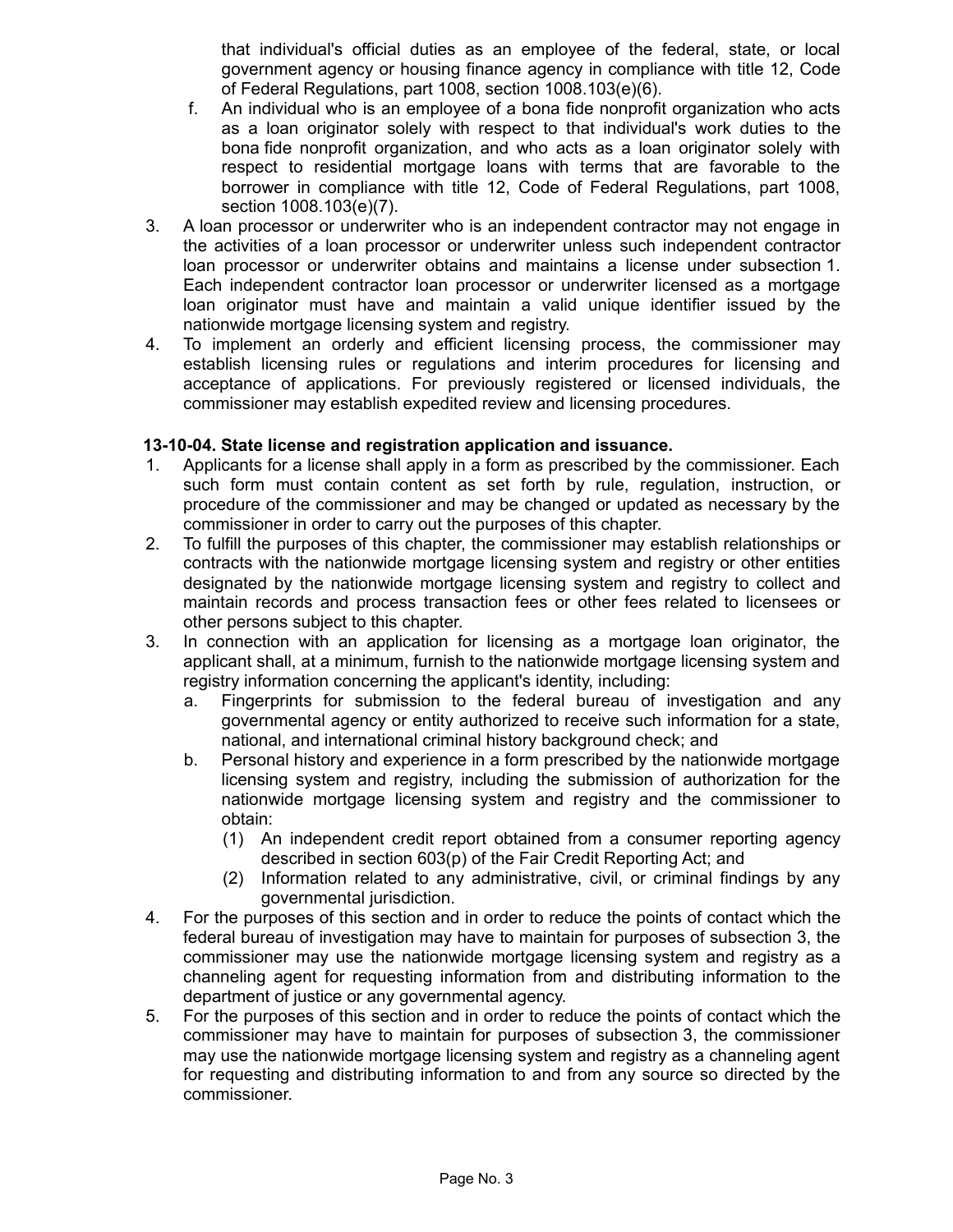that individual's official duties as an employee of the federal, state, or local government agency or housing finance agency in compliance with title 12, Code of Federal Regulations, part 1008, section 1008.103(e)(6).

f. An individual who is an employee of a bona fide nonprofit organization who acts as a loan originator solely with respect to that individual's work duties to the bona fide nonprofit organization, and who acts as a loan originator solely with respect to residential mortgage loans with terms that are favorable to the borrower in compliance with title 12, Code of Federal Regulations, part 1008, section 1008.103(e)(7).

3. A loan processor or underwriter who is an independent contractor may not engage in the activities of a loan processor or underwriter unless such independent contractor loan processor or underwriter obtains and maintains a license under subsection 1. Each independent contractor loan processor or underwriter licensed as a mortgage loan originator must have and maintain a valid unique identifier issued by the nationwide mortgage licensing system and registry.
4. To implement an orderly and efficient licensing process, the commissioner may establish licensing rules or regulations and interim procedures for licensing and acceptance of applications. For previously registered or licensed individuals, the commissioner may establish expedited review and licensing procedures.

**13-10-04. State license and registration application and issuance.**

1. Applicants for a license shall apply in a form as prescribed by the commissioner. Each such form must contain content as set forth by rule, regulation, instruction, or procedure of the commissioner and may be changed or updated as necessary by the commissioner in order to carry out the purposes of this chapter.
2. To fulfill the purposes of this chapter, the commissioner may establish relationships or contracts with the nationwide mortgage licensing system and registry or other entities designated by the nationwide mortgage licensing system and registry to collect and maintain records and process transaction fees or other fees related to licensees or other persons subject to this chapter.
3. In connection with an application for licensing as a mortgage loan originator, the applicant shall, at a minimum, furnish to the nationwide mortgage licensing system and registry information concerning the applicant's identity, including:
   a. Fingerprints for submission to the federal bureau of investigation and any governmental agency or entity authorized to receive such information for a state, national, and international criminal history background check; and
   b. Personal history and experience in a form prescribed by the nationwide mortgage licensing system and registry, including the submission of authorization for the nationwide mortgage licensing system and registry and the commissioner to obtain:
      (1) An independent credit report obtained from a consumer reporting agency described in section 603(p) of the Fair Credit Reporting Act; and
      (2) Information related to any administrative, civil, or criminal findings by any governmental jurisdiction.
4. For the purposes of this section and in order to reduce the points of contact which the federal bureau of investigation may have to maintain for purposes of subsection 3, the commissioner may use the nationwide mortgage licensing system and registry as a channeling agent for requesting information from and distributing information to the department of justice or any governmental agency.
5. For the purposes of this section and in order to reduce the points of contact which the commissioner may have to maintain for purposes of subsection 3, the commissioner may use the nationwide mortgage licensing system and registry as a channeling agent for requesting and distributing information to and from any source so directed by the commissioner.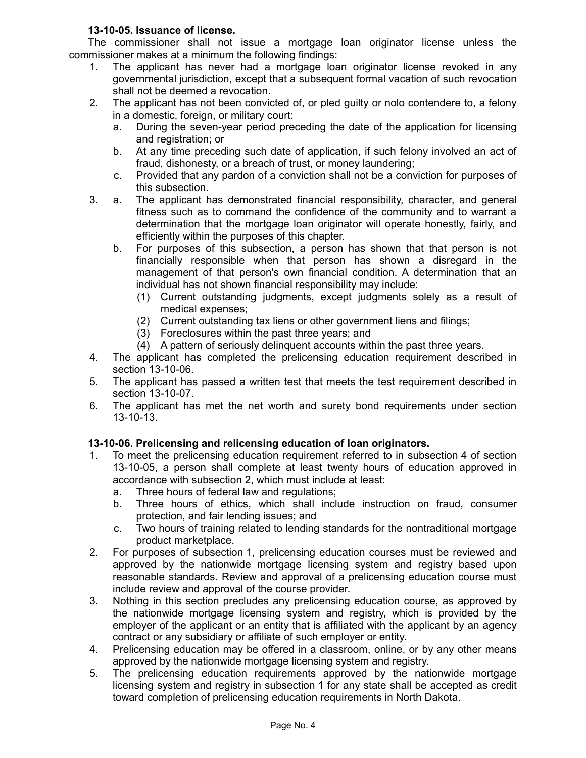**13-10-05. Issuance of license.**

The commissioner shall not issue a mortgage loan originator license unless the commissioner makes at a minimum the following findings:

1. The applicant has never had a mortgage loan originator license revoked in any governmental jurisdiction, except that a subsequent formal vacation of such revocation shall not be deemed a revocation.
2. The applicant has not been convicted of, or pled guilty or nolo contendere to, a felony in a domestic, foreign, or military court:
   a. During the seven-year period preceding the date of the application for licensing and registration; or
   b. At any time preceding such date of application, if such felony involved an act of fraud, dishonesty, or a breach of trust, or money laundering;
   c. Provided that any pardon of a conviction shall not be a conviction for purposes of this subsection.
3. a. The applicant has demonstrated financial responsibility, character, and general fitness such as to command the confidence of the community and to warrant a determination that the mortgage loan originator will operate honestly, fairly, and efficiently within the purposes of this chapter.
   b. For purposes of this subsection, a person has shown that that person is not financially responsible when that person has shown a disregard in the management of that person's own financial condition. A determination that an individual has not shown financial responsibility may include:
      (1) Current outstanding judgments, except judgments solely as a result of medical expenses;
      (2) Current outstanding tax liens or other government liens and filings;
      (3) Foreclosures within the past three years; and
      (4) A pattern of seriously delinquent accounts within the past three years.
4. The applicant has completed the prelicensing education requirement described in section 13-10-06.
5. The applicant has passed a written test that meets the test requirement described in section 13-10-07.
6. The applicant has met the net worth and surety bond requirements under section 13-10-13.

**13-10-06. Prelicensing and relicensing education of loan originators.**

1. To meet the prelicensing education requirement referred to in subsection 4 of section 13-10-05, a person shall complete at least twenty hours of education approved in accordance with subsection 2, which must include at least:
   a. Three hours of federal law and regulations;
   b. Three hours of ethics, which shall include instruction on fraud, consumer protection, and fair lending issues; and
   c. Two hours of training related to lending standards for the nontraditional mortgage product marketplace.
2. For purposes of subsection 1, prelicensing education courses must be reviewed and approved by the nationwide mortgage licensing system and registry based upon reasonable standards. Review and approval of a prelicensing education course must include review and approval of the course provider.
3. Nothing in this section precludes any prelicensing education course, as approved by the nationwide mortgage licensing system and registry, which is provided by the employer of the applicant or an entity that is affiliated with the applicant by an agency contract or any subsidiary or affiliate of such employer or entity.
4. Prelicensing education may be offered in a classroom, online, or by any other means approved by the nationwide mortgage licensing system and registry.
5. The prelicensing education requirements approved by the nationwide mortgage licensing system and registry in subsection 1 for any state shall be accepted as credit toward completion of prelicensing education requirements in North Dakota.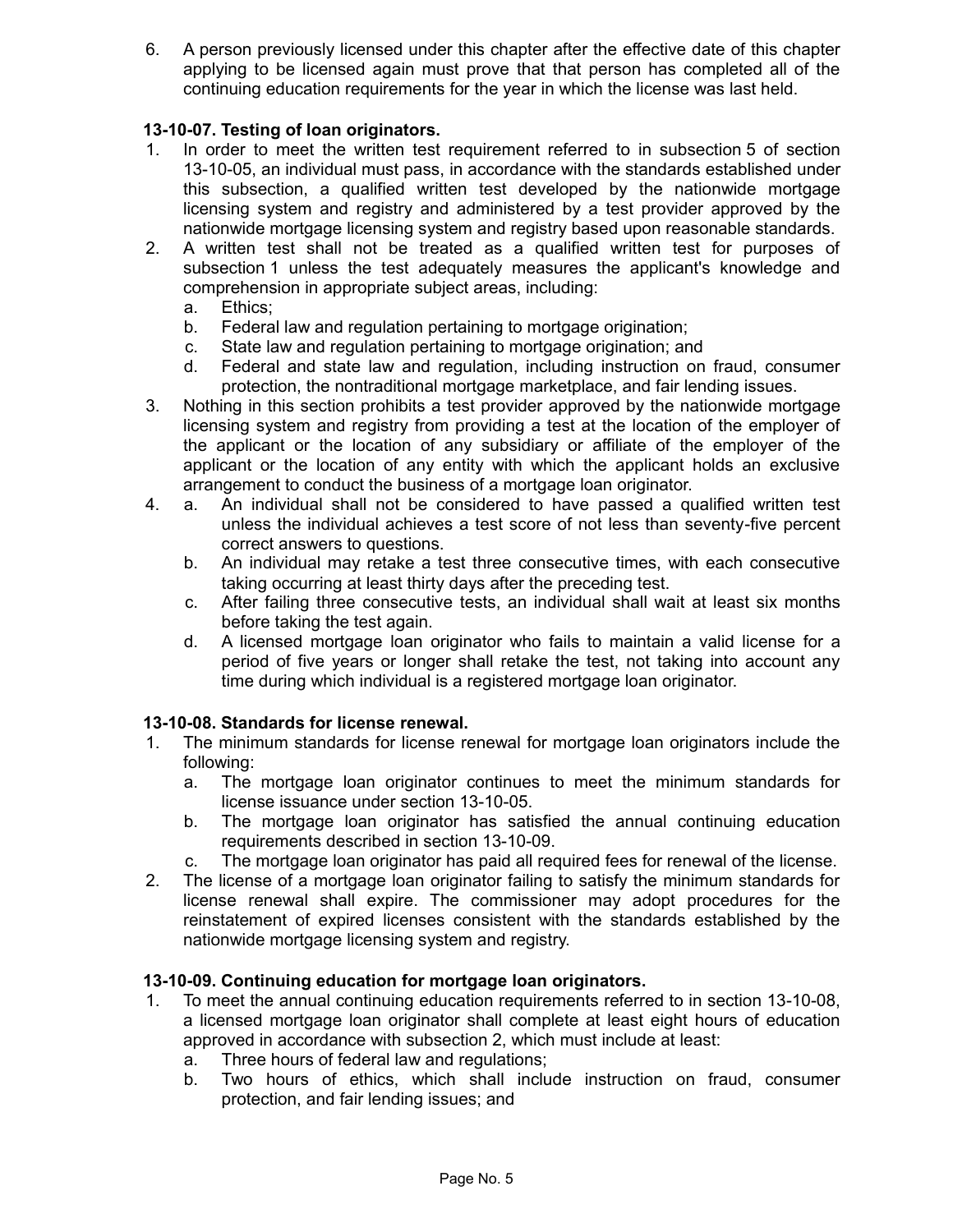6. A person previously licensed under this chapter after the effective date of this chapter applying to be licensed again must prove that that person has completed all of the continuing education requirements for the year in which the license was last held.

**13-10-07. Testing of loan originators.**

1. In order to meet the written test requirement referred to in subsection 5 of section 13-10-05, an individual must pass, in accordance with the standards established under this subsection, a qualified written test developed by the nationwide mortgage licensing system and registry and administered by a test provider approved by the nationwide mortgage licensing system and registry based upon reasonable standards.
2. A written test shall not be treated as a qualified written test for purposes of subsection 1 unless the test adequately measures the applicant's knowledge and comprehension in appropriate subject areas, including:
   a. Ethics;
   b. Federal law and regulation pertaining to mortgage origination;
   c. State law and regulation pertaining to mortgage origination; and
   d. Federal and state law and regulation, including instruction on fraud, consumer protection, the nontraditional mortgage marketplace, and fair lending issues.
3. Nothing in this section prohibits a test provider approved by the nationwide mortgage licensing system and registry from providing a test at the location of the employer of the applicant or the location of any subsidiary or affiliate of the employer of the applicant or the location of any entity with which the applicant holds an exclusive arrangement to conduct the business of a mortgage loan originator.
4. a. An individual shall not be considered to have passed a qualified written test unless the individual achieves a test score of not less than seventy-five percent correct answers to questions.
   b. An individual may retake a test three consecutive times, with each consecutive taking occurring at least thirty days after the preceding test.
   c. After failing three consecutive tests, an individual shall wait at least six months before taking the test again.
   d. A licensed mortgage loan originator who fails to maintain a valid license for a period of five years or longer shall retake the test, not taking into account any time during which individual is a registered mortgage loan originator.

**13-10-08. Standards for license renewal.**

1. The minimum standards for license renewal for mortgage loan originators include the following:
   a. The mortgage loan originator continues to meet the minimum standards for license issuance under section 13-10-05.
   b. The mortgage loan originator has satisfied the annual continuing education requirements described in section 13-10-09.
   c. The mortgage loan originator has paid all required fees for renewal of the license.
2. The license of a mortgage loan originator failing to satisfy the minimum standards for license renewal shall expire. The commissioner may adopt procedures for the reinstatement of expired licenses consistent with the standards established by the nationwide mortgage licensing system and registry.

**13-10-09. Continuing education for mortgage loan originators.**

1. To meet the annual continuing education requirements referred to in section 13-10-08, a licensed mortgage loan originator shall complete at least eight hours of education approved in accordance with subsection 2, which must include at least:
   a. Three hours of federal law and regulations;
   b. Two hours of ethics, which shall include instruction on fraud, consumer protection, and fair lending issues; and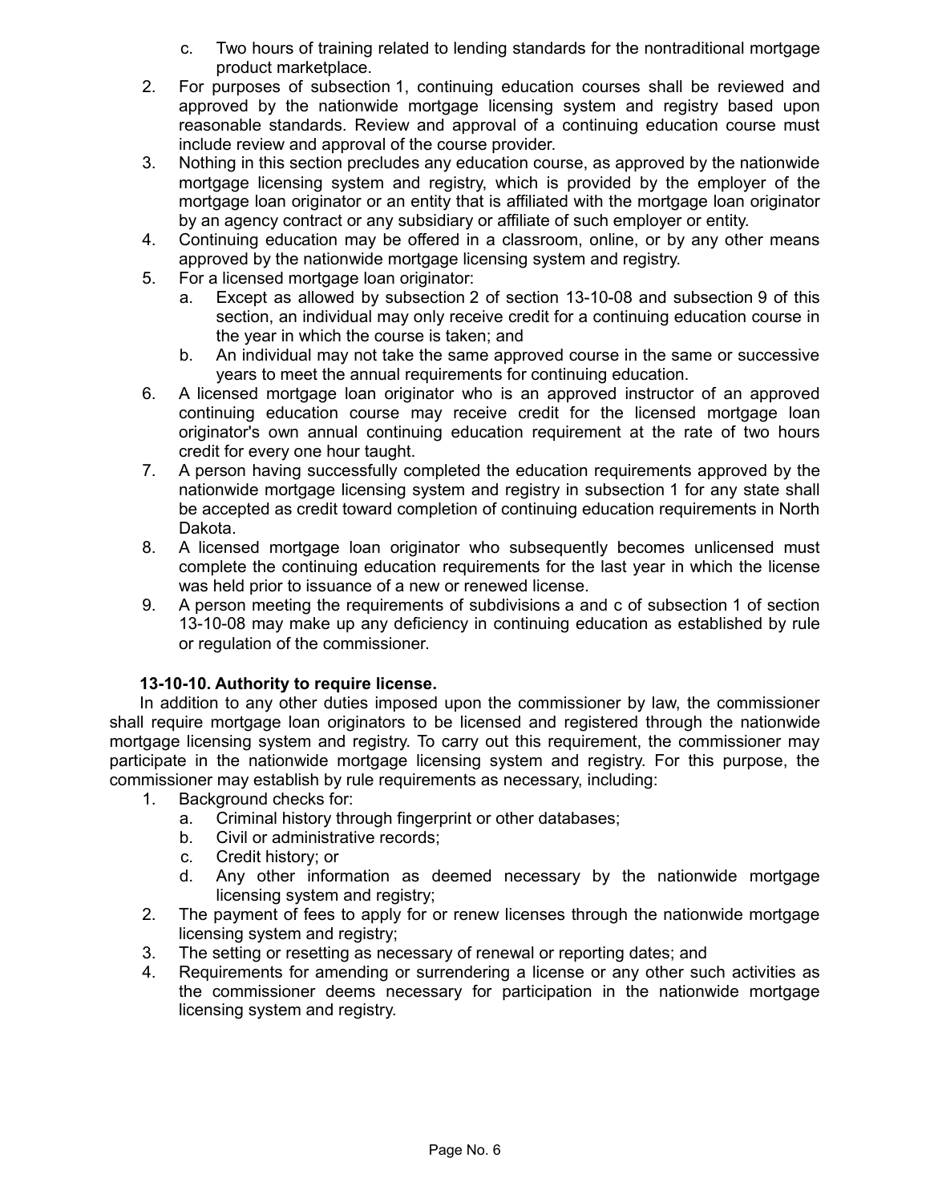c. Two hours of training related to lending standards for the nontraditional mortgage product marketplace.

2. For purposes of subsection 1, continuing education courses shall be reviewed and approved by the nationwide mortgage licensing system and registry based upon reasonable standards. Review and approval of a continuing education course must include review and approval of the course provider.
3. Nothing in this section precludes any education course, as approved by the nationwide mortgage licensing system and registry, which is provided by the employer of the mortgage loan originator or an entity that is affiliated with the mortgage loan originator by an agency contract or any subsidiary or affiliate of such employer or entity.
4. Continuing education may be offered in a classroom, online, or by any other means approved by the nationwide mortgage licensing system and registry.
5. For a licensed mortgage loan originator:
   a. Except as allowed by subsection 2 of section 13-10-08 and subsection 9 of this section, an individual may only receive credit for a continuing education course in the year in which the course is taken; and
   b. An individual may not take the same approved course in the same or successive years to meet the annual requirements for continuing education.
6. A licensed mortgage loan originator who is an approved instructor of an approved continuing education course may receive credit for the licensed mortgage loan originator's own annual continuing education requirement at the rate of two hours credit for every one hour taught.
7. A person having successfully completed the education requirements approved by the nationwide mortgage licensing system and registry in subsection 1 for any state shall be accepted as credit toward completion of continuing education requirements in North Dakota.
8. A licensed mortgage loan originator who subsequently becomes unlicensed must complete the continuing education requirements for the last year in which the license was held prior to issuance of a new or renewed license.
9. A person meeting the requirements of subdivisions a and c of subsection 1 of section 13-10-08 may make up any deficiency in continuing education as established by rule or regulation of the commissioner.

**13-10-10. Authority to require license.**

In addition to any other duties imposed upon the commissioner by law, the commissioner shall require mortgage loan originators to be licensed and registered through the nationwide mortgage licensing system and registry. To carry out this requirement, the commissioner may participate in the nationwide mortgage licensing system and registry. For this purpose, the commissioner may establish by rule requirements as necessary, including:

1. Background checks for:
   a. Criminal history through fingerprint or other databases;
   b. Civil or administrative records;
   c. Credit history; or
   d. Any other information as deemed necessary by the nationwide mortgage licensing system and registry;
2. The payment of fees to apply for or renew licenses through the nationwide mortgage licensing system and registry;
3. The setting or resetting as necessary of renewal or reporting dates; and
4. Requirements for amending or surrendering a license or any other such activities as the commissioner deems necessary for participation in the nationwide mortgage licensing system and registry.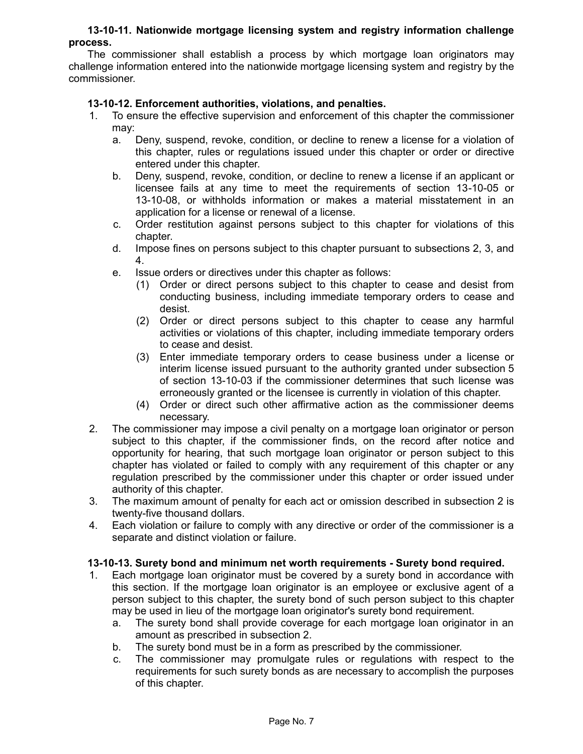**13-10-11. Nationwide mortgage licensing system and registry information challenge process.**

The commissioner shall establish a process by which mortgage loan originators may challenge information entered into the nationwide mortgage licensing system and registry by the commissioner.

**13-10-12. Enforcement authorities, violations, and penalties.**

1. To ensure the effective supervision and enforcement of this chapter the commissioner may:
   a. Deny, suspend, revoke, condition, or decline to renew a license for a violation of this chapter, rules or regulations issued under this chapter or order or directive entered under this chapter.
   b. Deny, suspend, revoke, condition, or decline to renew a license if an applicant or licensee fails at any time to meet the requirements of section 13-10-05 or 13-10-08, or withholds information or makes a material misstatement in an application for a license or renewal of a license.
   c. Order restitution against persons subject to this chapter for violations of this chapter.
   d. Impose fines on persons subject to this chapter pursuant to subsections 2, 3, and 4.
   e. Issue orders or directives under this chapter as follows:
      (1) Order or direct persons subject to this chapter to cease and desist from conducting business, including immediate temporary orders to cease and desist.
      (2) Order or direct persons subject to this chapter to cease any harmful activities or violations of this chapter, including immediate temporary orders to cease and desist.
      (3) Enter immediate temporary orders to cease business under a license or interim license issued pursuant to the authority granted under subsection 5 of section 13-10-03 if the commissioner determines that such license was erroneously granted or the licensee is currently in violation of this chapter.
      (4) Order or direct such other affirmative action as the commissioner deems necessary.
2. The commissioner may impose a civil penalty on a mortgage loan originator or person subject to this chapter, if the commissioner finds, on the record after notice and opportunity for hearing, that such mortgage loan originator or person subject to this chapter has violated or failed to comply with any requirement of this chapter or any regulation prescribed by the commissioner under this chapter or order issued under authority of this chapter.
3. The maximum amount of penalty for each act or omission described in subsection 2 is twenty-five thousand dollars.
4. Each violation or failure to comply with any directive or order of the commissioner is a separate and distinct violation or failure.

**13-10-13. Surety bond and minimum net worth requirements - Surety bond required.**

1. Each mortgage loan originator must be covered by a surety bond in accordance with this section. If the mortgage loan originator is an employee or exclusive agent of a person subject to this chapter, the surety bond of such person subject to this chapter may be used in lieu of the mortgage loan originator's surety bond requirement.
   a. The surety bond shall provide coverage for each mortgage loan originator in an amount as prescribed in subsection 2.
   b. The surety bond must be in a form as prescribed by the commissioner.
   c. The commissioner may promulgate rules or regulations with respect to the requirements for such surety bonds as are necessary to accomplish the purposes of this chapter.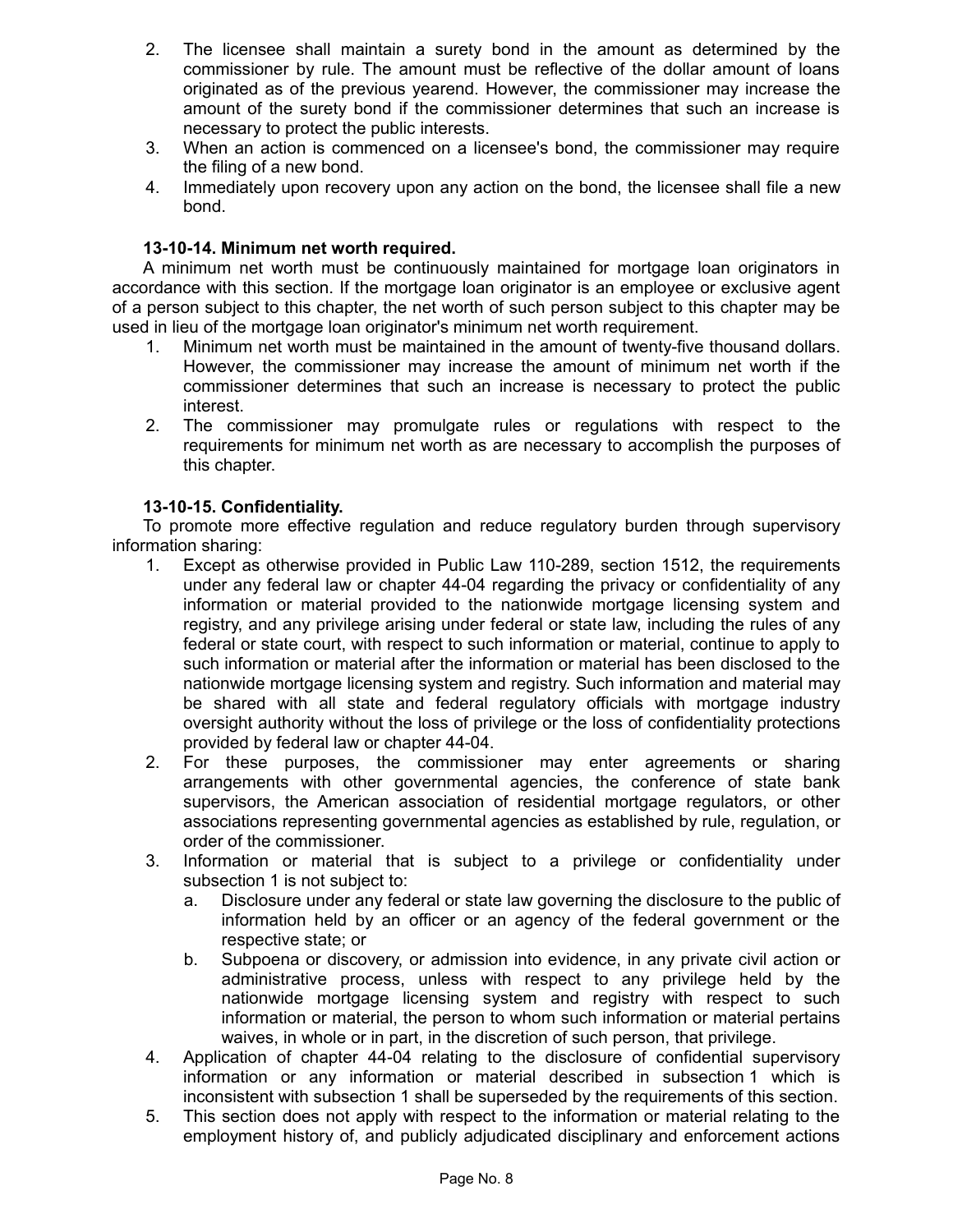2. The licensee shall maintain a surety bond in the amount as determined by the commissioner by rule. The amount must be reflective of the dollar amount of loans originated as of the previous yearend. However, the commissioner may increase the amount of the surety bond if the commissioner determines that such an increase is necessary to protect the public interests.
3. When an action is commenced on a licensee's bond, the commissioner may require the filing of a new bond.
4. Immediately upon recovery upon any action on the bond, the licensee shall file a new bond.

**13-10-14. Minimum net worth required.**

A minimum net worth must be continuously maintained for mortgage loan originators in accordance with this section. If the mortgage loan originator is an employee or exclusive agent of a person subject to this chapter, the net worth of such person subject to this chapter may be used in lieu of the mortgage loan originator's minimum net worth requirement.

1. Minimum net worth must be maintained in the amount of twenty-five thousand dollars. However, the commissioner may increase the amount of minimum net worth if the commissioner determines that such an increase is necessary to protect the public interest.
2. The commissioner may promulgate rules or regulations with respect to the requirements for minimum net worth as are necessary to accomplish the purposes of this chapter.

**13-10-15. Confidentiality.**

To promote more effective regulation and reduce regulatory burden through supervisory information sharing:

1. Except as otherwise provided in Public Law 110-289, section 1512, the requirements under any federal law or chapter 44-04 regarding the privacy or confidentiality of any information or material provided to the nationwide mortgage licensing system and registry, and any privilege arising under federal or state law, including the rules of any federal or state court, with respect to such information or material, continue to apply to such information or material after the information or material has been disclosed to the nationwide mortgage licensing system and registry. Such information and material may be shared with all state and federal regulatory officials with mortgage industry oversight authority without the loss of privilege or the loss of confidentiality protections provided by federal law or chapter 44-04.
2. For these purposes, the commissioner may enter agreements or sharing arrangements with other governmental agencies, the conference of state bank supervisors, the American association of residential mortgage regulators, or other associations representing governmental agencies as established by rule, regulation, or order of the commissioner.
3. Information or material that is subject to a privilege or confidentiality under subsection 1 is not subject to:
   a. Disclosure under any federal or state law governing the disclosure to the public of information held by an officer or an agency of the federal government or the respective state; or
   b. Subpoena or discovery, or admission into evidence, in any private civil action or administrative process, unless with respect to any privilege held by the nationwide mortgage licensing system and registry with respect to such information or material, the person to whom such information or material pertains waives, in whole or in part, in the discretion of such person, that privilege.
4. Application of chapter 44-04 relating to the disclosure of confidential supervisory information or any information or material described in subsection 1 which is inconsistent with subsection 1 shall be superseded by the requirements of this section.
5. This section does not apply with respect to the information or material relating to the employment history of, and publicly adjudicated disciplinary and enforcement actions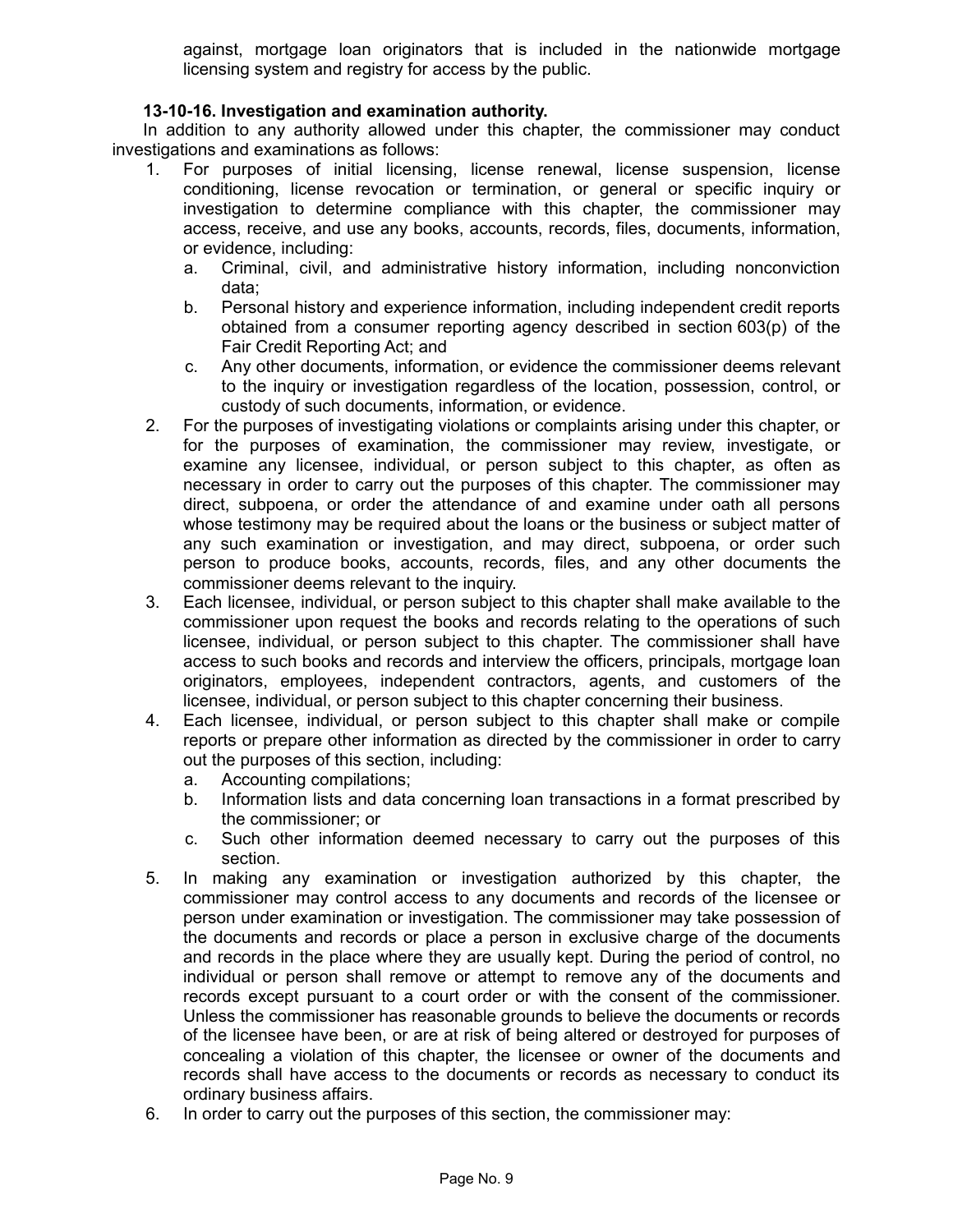against, mortgage loan originators that is included in the nationwide mortgage licensing system and registry for access by the public.

**13-10-16. Investigation and examination authority.**

In addition to any authority allowed under this chapter, the commissioner may conduct investigations and examinations as follows:

1. For purposes of initial licensing, license renewal, license suspension, license conditioning, license revocation or termination, or general or specific inquiry or investigation to determine compliance with this chapter, the commissioner may access, receive, and use any books, accounts, records, files, documents, information, or evidence, including:
   a. Criminal, civil, and administrative history information, including nonconviction data;
   b. Personal history and experience information, including independent credit reports obtained from a consumer reporting agency described in section 603(p) of the Fair Credit Reporting Act; and
   c. Any other documents, information, or evidence the commissioner deems relevant to the inquiry or investigation regardless of the location, possession, control, or custody of such documents, information, or evidence.
2. For the purposes of investigating violations or complaints arising under this chapter, or for the purposes of examination, the commissioner may review, investigate, or examine any licensee, individual, or person subject to this chapter, as often as necessary in order to carry out the purposes of this chapter. The commissioner may direct, subpoena, or order the attendance of and examine under oath all persons whose testimony may be required about the loans or the business or subject matter of any such examination or investigation, and may direct, subpoena, or order such person to produce books, accounts, records, files, and any other documents the commissioner deems relevant to the inquiry.
3. Each licensee, individual, or person subject to this chapter shall make available to the commissioner upon request the books and records relating to the operations of such licensee, individual, or person subject to this chapter. The commissioner shall have access to such books and records and interview the officers, principals, mortgage loan originators, employees, independent contractors, agents, and customers of the licensee, individual, or person subject to this chapter concerning their business.
4. Each licensee, individual, or person subject to this chapter shall make or compile reports or prepare other information as directed by the commissioner in order to carry out the purposes of this section, including:
   a. Accounting compilations;
   b. Information lists and data concerning loan transactions in a format prescribed by the commissioner; or
   c. Such other information deemed necessary to carry out the purposes of this section.
5. In making any examination or investigation authorized by this chapter, the commissioner may control access to any documents and records of the licensee or person under examination or investigation. The commissioner may take possession of the documents and records or place a person in exclusive charge of the documents and records in the place where they are usually kept. During the period of control, no individual or person shall remove or attempt to remove any of the documents and records except pursuant to a court order or with the consent of the commissioner. Unless the commissioner has reasonable grounds to believe the documents or records of the licensee have been, or are at risk of being altered or destroyed for purposes of concealing a violation of this chapter, the licensee or owner of the documents and records shall have access to the documents or records as necessary to conduct its ordinary business affairs.
6. In order to carry out the purposes of this section, the commissioner may: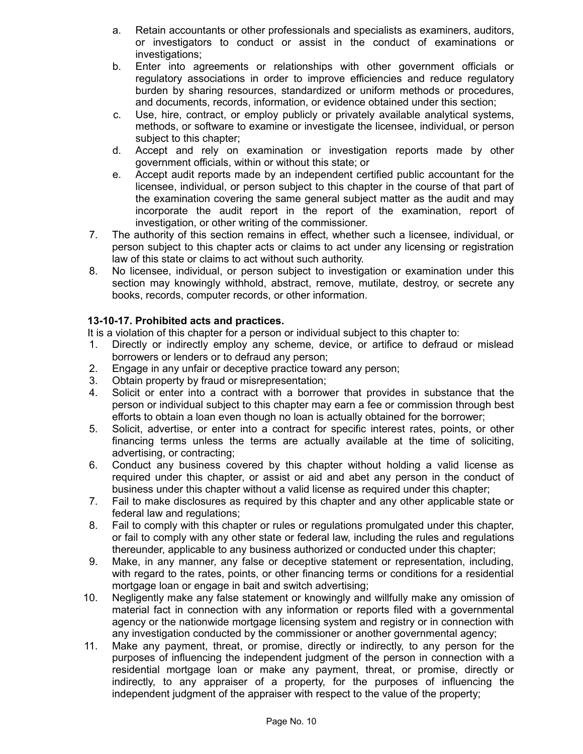a. Retain accountants or other professionals and specialists as examiners, auditors, or investigators to conduct or assist in the conduct of examinations or investigations;
b. Enter into agreements or relationships with other government officials or regulatory associations in order to improve efficiencies and reduce regulatory burden by sharing resources, standardized or uniform methods or procedures, and documents, records, information, or evidence obtained under this section;
c. Use, hire, contract, or employ publicly or privately available analytical systems, methods, or software to examine or investigate the licensee, individual, or person subject to this chapter;
d. Accept and rely on examination or investigation reports made by other government officials, within or without this state; or
e. Accept audit reports made by an independent certified public accountant for the licensee, individual, or person subject to this chapter in the course of that part of the examination covering the same general subject matter as the audit and may incorporate the audit report in the report of the examination, report of investigation, or other writing of the commissioner.

7. The authority of this section remains in effect, whether such a licensee, individual, or person subject to this chapter acts or claims to act under any licensing or registration law of this state or claims to act without such authority.
8. No licensee, individual, or person subject to investigation or examination under this section may knowingly withhold, abstract, remove, mutilate, destroy, or secrete any books, records, computer records, or other information.

**13-10-17. Prohibited acts and practices.**

It is a violation of this chapter for a person or individual subject to this chapter to:

1. Directly or indirectly employ any scheme, device, or artifice to defraud or mislead borrowers or lenders or to defraud any person;
2. Engage in any unfair or deceptive practice toward any person;
3. Obtain property by fraud or misrepresentation;
4. Solicit or enter into a contract with a borrower that provides in substance that the person or individual subject to this chapter may earn a fee or commission through best efforts to obtain a loan even though no loan is actually obtained for the borrower;
5. Solicit, advertise, or enter into a contract for specific interest rates, points, or other financing terms unless the terms are actually available at the time of soliciting, advertising, or contracting;
6. Conduct any business covered by this chapter without holding a valid license as required under this chapter, or assist or aid and abet any person in the conduct of business under this chapter without a valid license as required under this chapter;
7. Fail to make disclosures as required by this chapter and any other applicable state or federal law and regulations;
8. Fail to comply with this chapter or rules or regulations promulgated under this chapter, or fail to comply with any other state or federal law, including the rules and regulations thereunder, applicable to any business authorized or conducted under this chapter;
9. Make, in any manner, any false or deceptive statement or representation, including, with regard to the rates, points, or other financing terms or conditions for a residential mortgage loan or engage in bait and switch advertising;
10. Negligently make any false statement or knowingly and willfully make any omission of material fact in connection with any information or reports filed with a governmental agency or the nationwide mortgage licensing system and registry or in connection with any investigation conducted by the commissioner or another governmental agency;
11. Make any payment, threat, or promise, directly or indirectly, to any person for the purposes of influencing the independent judgment of the person in connection with a residential mortgage loan or make any payment, threat, or promise, directly or indirectly, to any appraiser of a property, for the purposes of influencing the independent judgment of the appraiser with respect to the value of the property;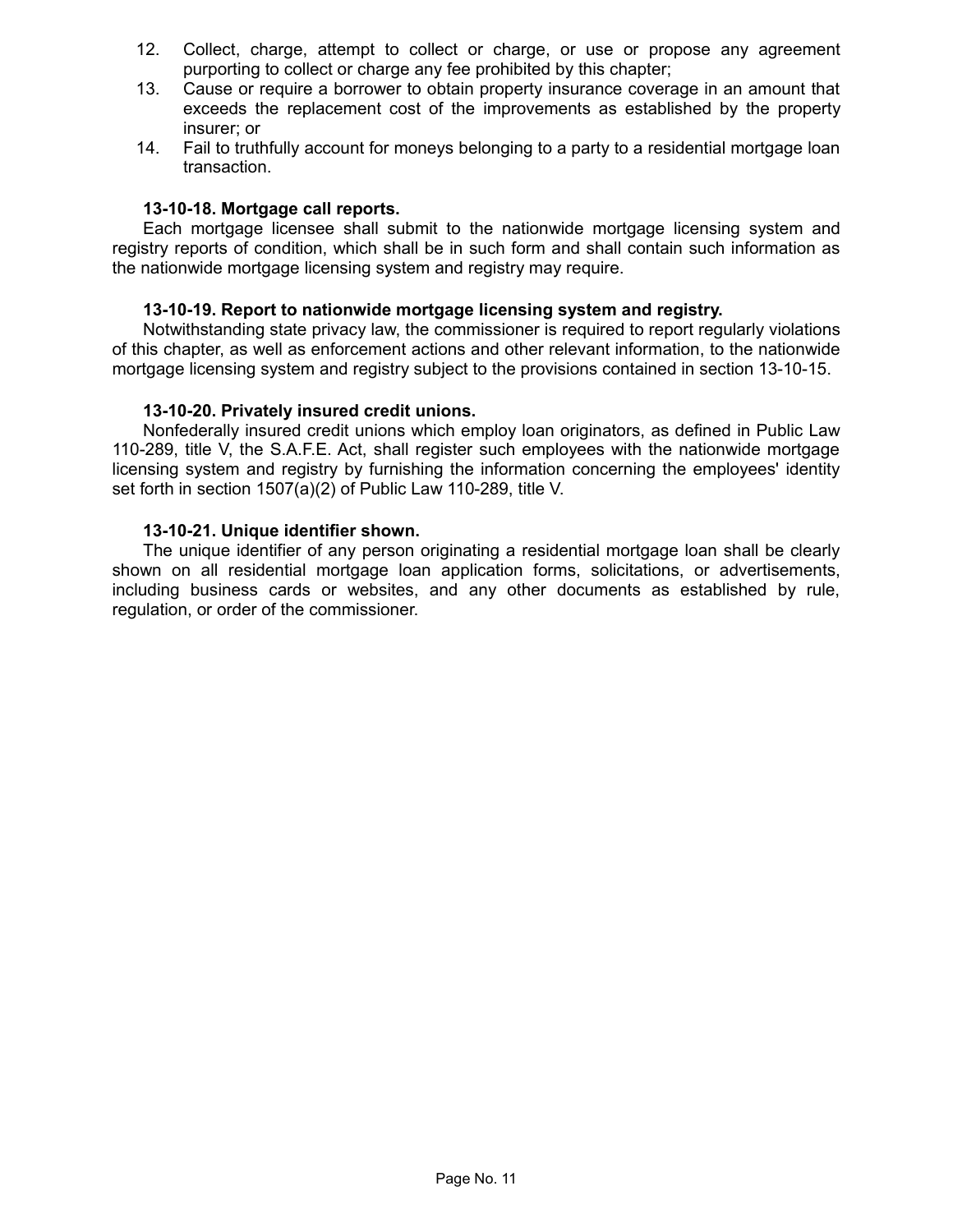12. Collect, charge, attempt to collect or charge, or use or propose any agreement purporting to collect or charge any fee prohibited by this chapter;
13. Cause or require a borrower to obtain property insurance coverage in an amount that exceeds the replacement cost of the improvements as established by the property insurer; or
14. Fail to truthfully account for moneys belonging to a party to a residential mortgage loan transaction.

**13-10-18. Mortgage call reports.**

Each mortgage licensee shall submit to the nationwide mortgage licensing system and registry reports of condition, which shall be in such form and shall contain such information as the nationwide mortgage licensing system and registry may require.

**13-10-19. Report to nationwide mortgage licensing system and registry.**

Notwithstanding state privacy law, the commissioner is required to report regularly violations of this chapter, as well as enforcement actions and other relevant information, to the nationwide mortgage licensing system and registry subject to the provisions contained in section 13-10-15.

**13-10-20. Privately insured credit unions.**

Nonfederally insured credit unions which employ loan originators, as defined in Public Law 110-289, title V, the S.A.F.E. Act, shall register such employees with the nationwide mortgage licensing system and registry by furnishing the information concerning the employees' identity set forth in section 1507(a)(2) of Public Law 110-289, title V.

**13-10-21. Unique identifier shown.**

The unique identifier of any person originating a residential mortgage loan shall be clearly shown on all residential mortgage loan application forms, solicitations, or advertisements, including business cards or websites, and any other documents as established by rule, regulation, or order of the commissioner.